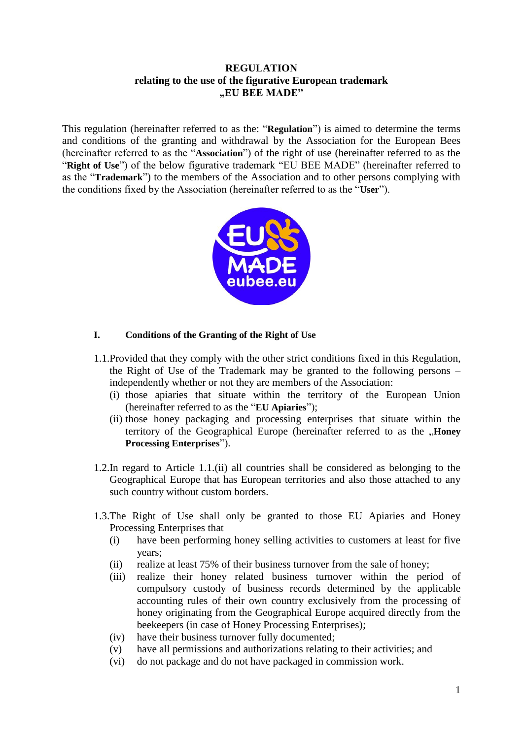**REGULATION**
**relating to the use of the figurative European trademark**
**„EU BEE MADE"**

This regulation (hereinafter referred to as the: "**Regulation**") is aimed to determine the terms and conditions of the granting and withdrawal by the Association for the European Bees (hereinafter referred to as the "**Association**") of the right of use (hereinafter referred to as the "**Right of Use**") of the below figurative trademark "EU BEE MADE" (hereinafter referred to as the "**Trademark**") to the members of the Association and to other persons complying with the conditions fixed by the Association (hereinafter referred to as the "**User**").

## I. Conditions of the Granting of the Right of Use

1.1. Provided that they comply with the other strict conditions fixed in this Regulation, the Right of Use of the Trademark may be granted to the following persons – independently whether or not they are members of the Association:
   - (i) those apiaries that situate within the territory of the European Union (hereinafter referred to as the "**EU Apiaries**");
   - (ii) those honey packaging and processing enterprises that situate within the territory of the Geographical Europe (hereinafter referred to as the „**Honey Processing Enterprises**").

1.2. In regard to Article 1.1.(ii) all countries shall be considered as belonging to the Geographical Europe that has European territories and also those attached to any such country without custom borders.

1.3. The Right of Use shall only be granted to those EU Apiaries and Honey Processing Enterprises that
   - (i) have been performing honey selling activities to customers at least for five years;
   - (ii) realize at least 75% of their business turnover from the sale of honey;
   - (iii) realize their honey related business turnover within the period of compulsory custody of business records determined by the applicable accounting rules of their own country exclusively from the processing of honey originating from the Geographical Europe acquired directly from the beekeepers (in case of Honey Processing Enterprises);
   - (iv) have their business turnover fully documented;
   - (v) have all permissions and authorizations relating to their activities; and
   - (vi) do not package and do not have packaged in commission work.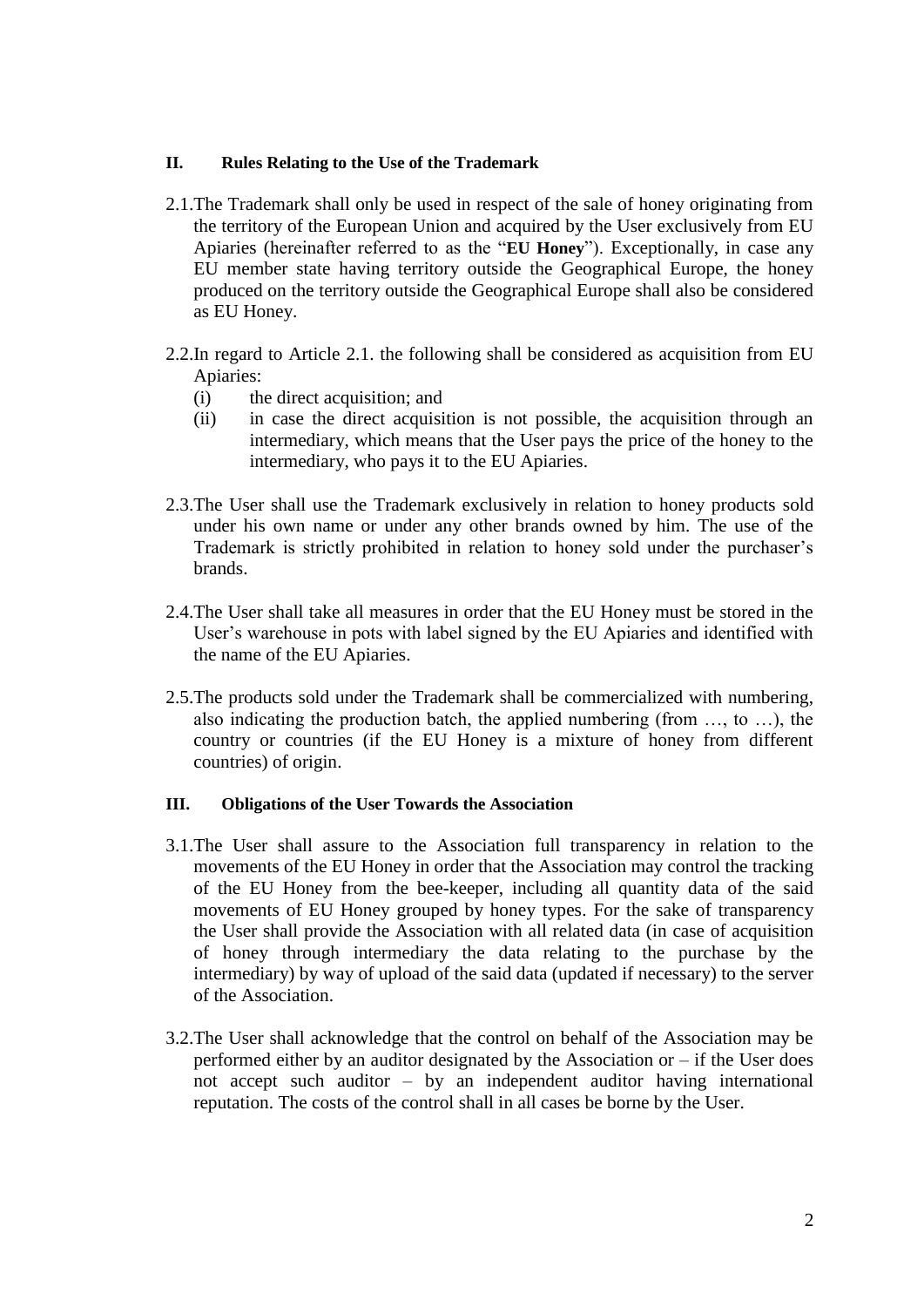## II. Rules Relating to the Use of the Trademark

2.1. The Trademark shall only be used in respect of the sale of honey originating from the territory of the European Union and acquired by the User exclusively from EU Apiaries (hereinafter referred to as the "**EU Honey**"). Exceptionally, in case any EU member state having territory outside the Geographical Europe, the honey produced on the territory outside the Geographical Europe shall also be considered as EU Honey.

2.2. In regard to Article 2.1. the following shall be considered as acquisition from EU Apiaries:

(i) the direct acquisition; and

(ii) in case the direct acquisition is not possible, the acquisition through an intermediary, which means that the User pays the price of the honey to the intermediary, who pays it to the EU Apiaries.

2.3. The User shall use the Trademark exclusively in relation to honey products sold under his own name or under any other brands owned by him. The use of the Trademark is strictly prohibited in relation to honey sold under the purchaser's brands.

2.4. The User shall take all measures in order that the EU Honey must be stored in the User's warehouse in pots with label signed by the EU Apiaries and identified with the name of the EU Apiaries.

2.5. The products sold under the Trademark shall be commercialized with numbering, also indicating the production batch, the applied numbering (from …, to …), the country or countries (if the EU Honey is a mixture of honey from different countries) of origin.

## III. Obligations of the User Towards the Association

3.1. The User shall assure to the Association full transparency in relation to the movements of the EU Honey in order that the Association may control the tracking of the EU Honey from the bee-keeper, including all quantity data of the said movements of EU Honey grouped by honey types. For the sake of transparency the User shall provide the Association with all related data (in case of acquisition of honey through intermediary the data relating to the purchase by the intermediary) by way of upload of the said data (updated if necessary) to the server of the Association.

3.2. The User shall acknowledge that the control on behalf of the Association may be performed either by an auditor designated by the Association or – if the User does not accept such auditor – by an independent auditor having international reputation. The costs of the control shall in all cases be borne by the User.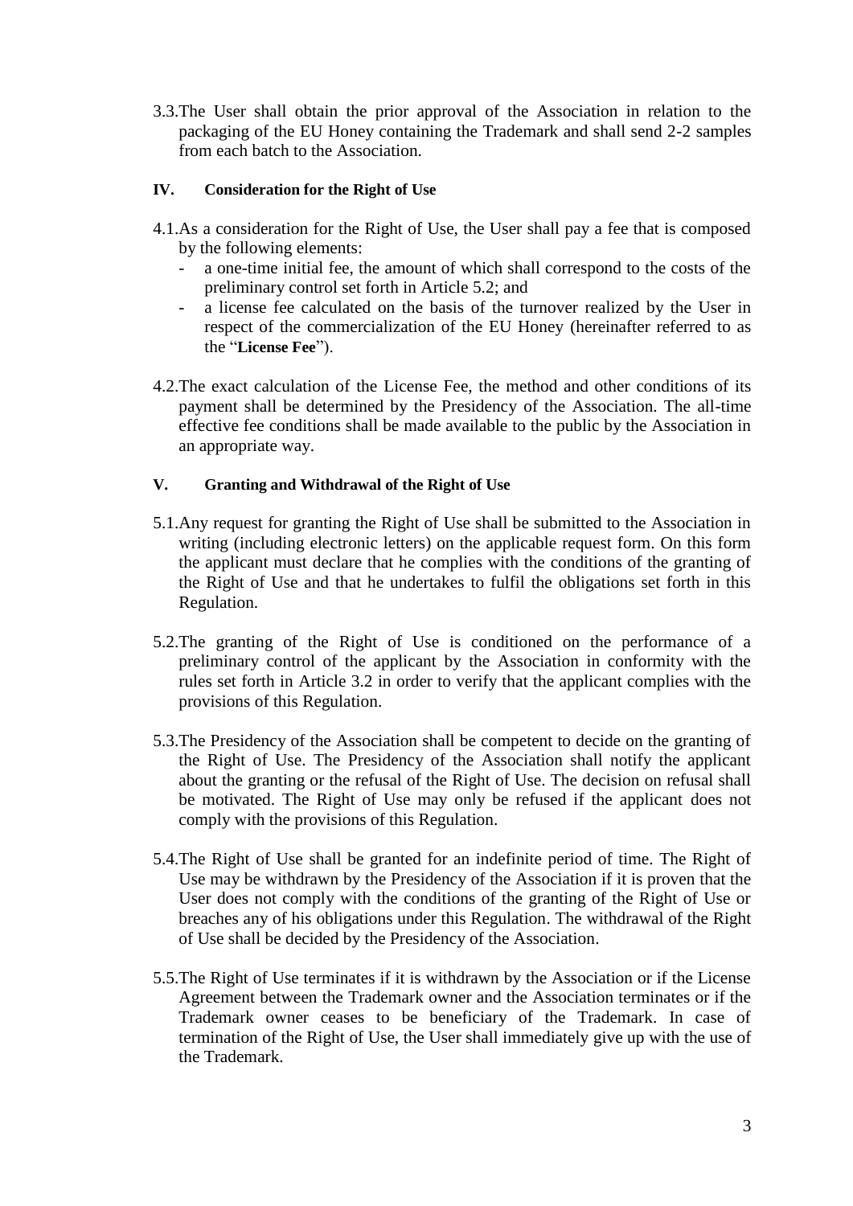3.3. The User shall obtain the prior approval of the Association in relation to the packaging of the EU Honey containing the Trademark and shall send 2-2 samples from each batch to the Association.

## IV. Consideration for the Right of Use

4.1. As a consideration for the Right of Use, the User shall pay a fee that is composed by the following elements:

- a one-time initial fee, the amount of which shall correspond to the costs of the preliminary control set forth in Article 5.2; and
- a license fee calculated on the basis of the turnover realized by the User in respect of the commercialization of the EU Honey (hereinafter referred to as the "**License Fee**").

4.2. The exact calculation of the License Fee, the method and other conditions of its payment shall be determined by the Presidency of the Association. The all-time effective fee conditions shall be made available to the public by the Association in an appropriate way.

## V. Granting and Withdrawal of the Right of Use

5.1. Any request for granting the Right of Use shall be submitted to the Association in writing (including electronic letters) on the applicable request form. On this form the applicant must declare that he complies with the conditions of the granting of the Right of Use and that he undertakes to fulfil the obligations set forth in this Regulation.

5.2. The granting of the Right of Use is conditioned on the performance of a preliminary control of the applicant by the Association in conformity with the rules set forth in Article 3.2 in order to verify that the applicant complies with the provisions of this Regulation.

5.3. The Presidency of the Association shall be competent to decide on the granting of the Right of Use. The Presidency of the Association shall notify the applicant about the granting or the refusal of the Right of Use. The decision on refusal shall be motivated. The Right of Use may only be refused if the applicant does not comply with the provisions of this Regulation.

5.4. The Right of Use shall be granted for an indefinite period of time. The Right of Use may be withdrawn by the Presidency of the Association if it is proven that the User does not comply with the conditions of the granting of the Right of Use or breaches any of his obligations under this Regulation. The withdrawal of the Right of Use shall be decided by the Presidency of the Association.

5.5. The Right of Use terminates if it is withdrawn by the Association or if the License Agreement between the Trademark owner and the Association terminates or if the Trademark owner ceases to be beneficiary of the Trademark. In case of termination of the Right of Use, the User shall immediately give up with the use of the Trademark.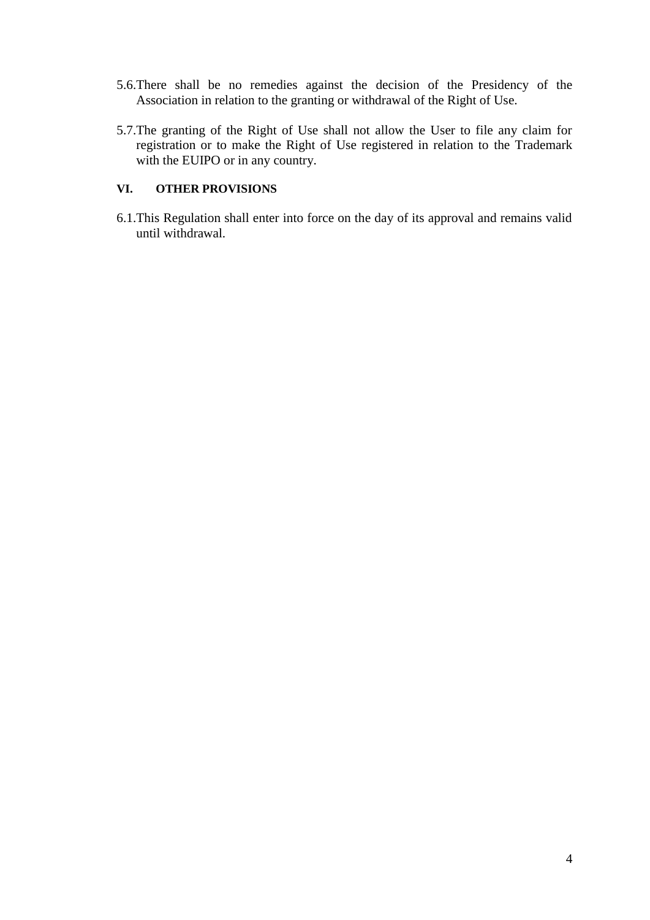5.6. There shall be no remedies against the decision of the Presidency of the Association in relation to the granting or withdrawal of the Right of Use.

5.7. The granting of the Right of Use shall not allow the User to file any claim for registration or to make the Right of Use registered in relation to the Trademark with the EUIPO or in any country.

## VI. OTHER PROVISIONS

6.1. This Regulation shall enter into force on the day of its approval and remains valid until withdrawal.